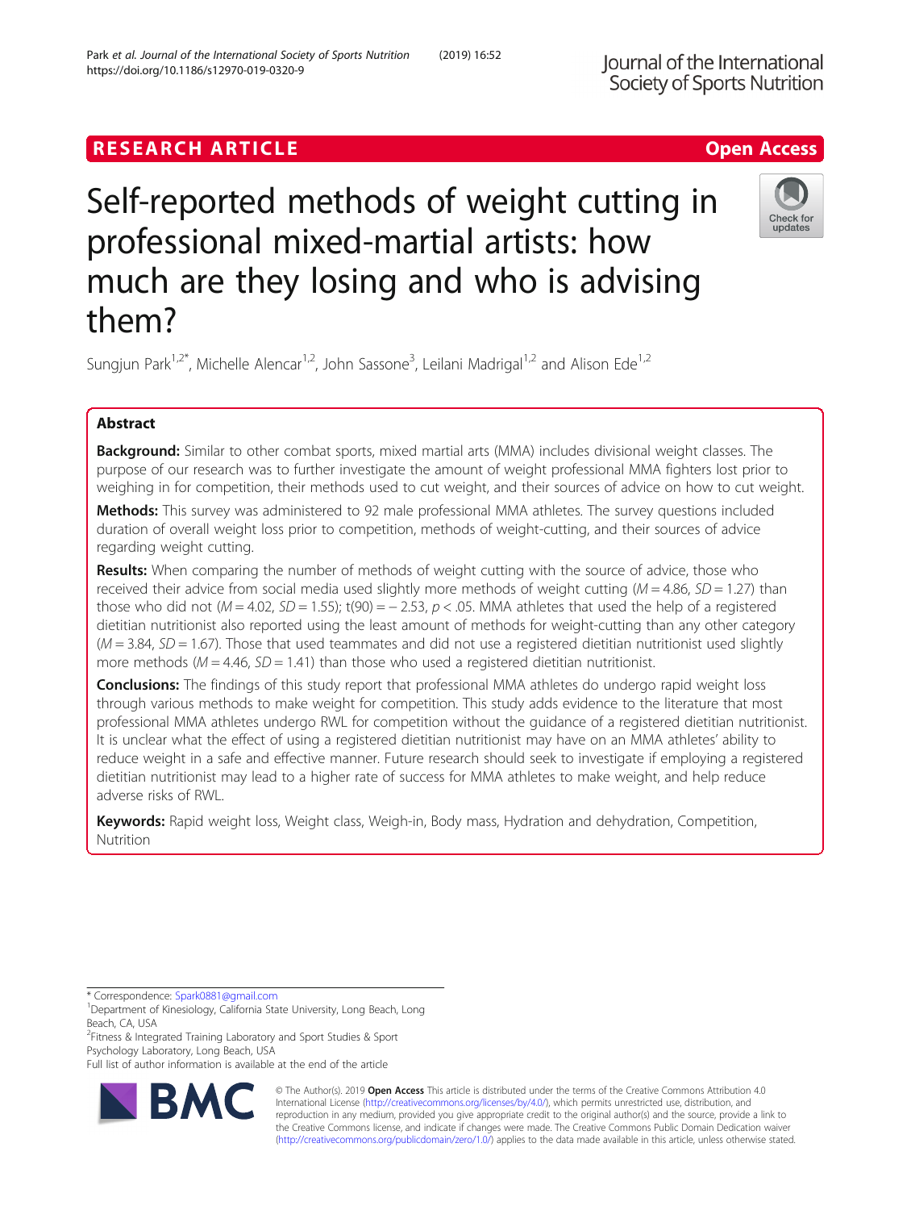RESEARCH ARTICLE

Open Access

# Self-reported methods of weight cutting in professional mixed-martial artists: how much are they losing and who is advising them?

Sungjun Park[1,2*], Michelle Alencar[1,2], John Sassone[3], Leilani Madrigal[1,2] and Alison Ede[1,2]

## Abstract

**Background:** Similar to other combat sports, mixed martial arts (MMA) includes divisional weight classes. The purpose of our research was to further investigate the amount of weight professional MMA fighters lost prior to weighing in for competition, their methods used to cut weight, and their sources of advice on how to cut weight.

**Methods:** This survey was administered to 92 male professional MMA athletes. The survey questions included duration of overall weight loss prior to competition, methods of weight-cutting, and their sources of advice regarding weight cutting.

**Results:** When comparing the number of methods of weight cutting with the source of advice, those who received their advice from social media used slightly more methods of weight cutting ($M = 4.86$, $SD = 1.27$) than those who did not ($M = 4.02$, $SD = 1.55$); $t(90) = -2.53$, $p < .05$. MMA athletes that used the help of a registered dietitian nutritionist also reported using the least amount of methods for weight-cutting than any other category ($M = 3.84$, $SD = 1.67$). Those that used teammates and did not use a registered dietitian nutritionist used slightly more methods ($M = 4.46$, $SD = 1.41$) than those who used a registered dietitian nutritionist.

**Conclusions:** The findings of this study report that professional MMA athletes do undergo rapid weight loss through various methods to make weight for competition. This study adds evidence to the literature that most professional MMA athletes undergo RWL for competition without the guidance of a registered dietitian nutritionist. It is unclear what the effect of using a registered dietitian nutritionist may have on an MMA athletes' ability to reduce weight in a safe and effective manner. Future research should seek to investigate if employing a registered dietitian nutritionist may lead to a higher rate of success for MMA athletes to make weight, and help reduce adverse risks of RWL.

**Keywords:** Rapid weight loss, Weight class, Weigh-in, Body mass, Hydration and dehydration, Competition, Nutrition

\* Correspondence: Spark0881@gmail.com
[1]Department of Kinesiology, California State University, Long Beach, Long Beach, CA, USA
[2]Fitness & Integrated Training Laboratory and Sport Studies & Sport Psychology Laboratory, Long Beach, USA
Full list of author information is available at the end of the article

© The Author(s). 2019 **Open Access** This article is distributed under the terms of the Creative Commons Attribution 4.0 International License (http://creativecommons.org/licenses/by/4.0/), which permits unrestricted use, distribution, and reproduction in any medium, provided you give appropriate credit to the original author(s) and the source, provide a link to the Creative Commons license, and indicate if changes were made. The Creative Commons Public Domain Dedication waiver (http://creativecommons.org/publicdomain/zero/1.0/) applies to the data made available in this article, unless otherwise stated.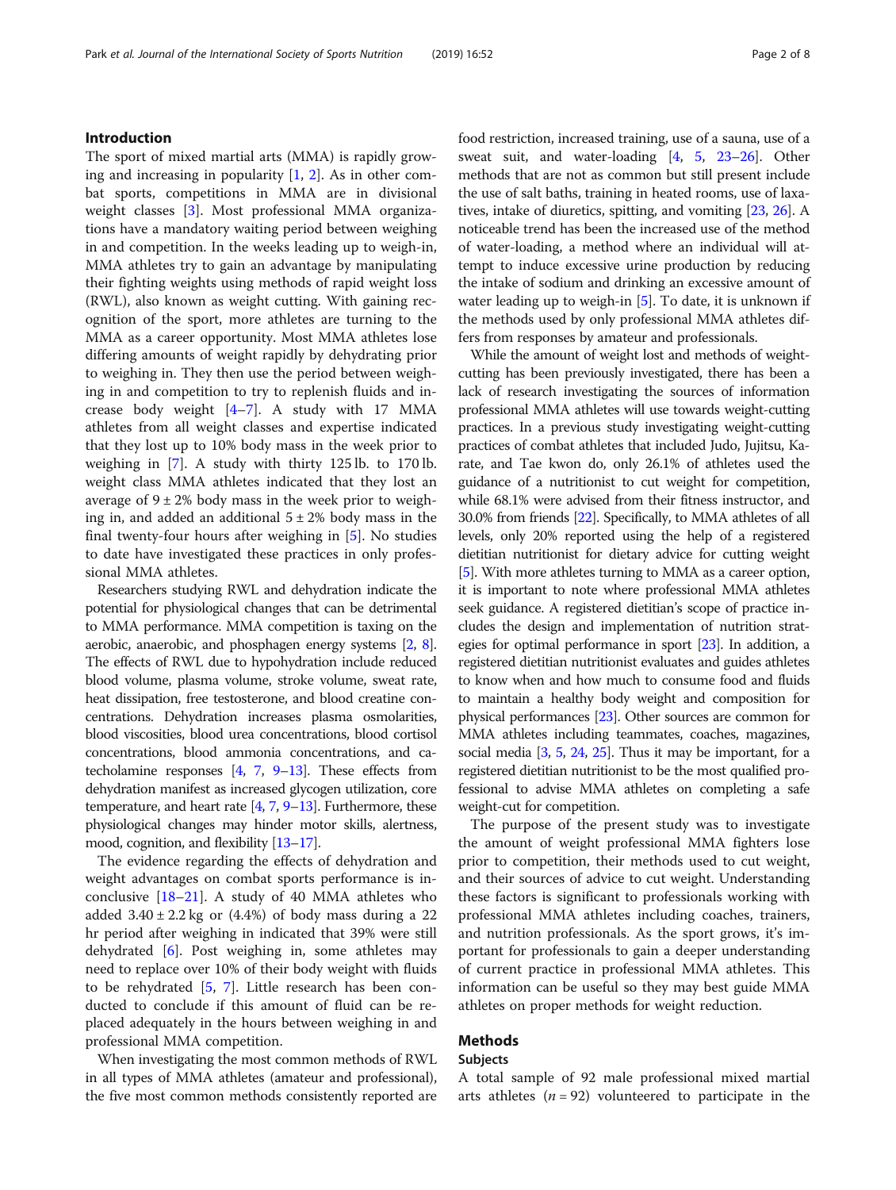## Introduction

The sport of mixed martial arts (MMA) is rapidly growing and increasing in popularity [1, 2]. As in other combat sports, competitions in MMA are in divisional weight classes [3]. Most professional MMA organizations have a mandatory waiting period between weighing in and competition. In the weeks leading up to weigh-in, MMA athletes try to gain an advantage by manipulating their fighting weights using methods of rapid weight loss (RWL), also known as weight cutting. With gaining recognition of the sport, more athletes are turning to the MMA as a career opportunity. Most MMA athletes lose differing amounts of weight rapidly by dehydrating prior to weighing in. They then use the period between weighing in and competition to try to replenish fluids and increase body weight [4–7]. A study with 17 MMA athletes from all weight classes and expertise indicated that they lost up to 10% body mass in the week prior to weighing in [7]. A study with thirty 125 lb. to 170 lb. weight class MMA athletes indicated that they lost an average of 9 ± 2% body mass in the week prior to weighing in, and added an additional 5 ± 2% body mass in the final twenty-four hours after weighing in [5]. No studies to date have investigated these practices in only professional MMA athletes.

Researchers studying RWL and dehydration indicate the potential for physiological changes that can be detrimental to MMA performance. MMA competition is taxing on the aerobic, anaerobic, and phosphagen energy systems [2, 8]. The effects of RWL due to hypohydration include reduced blood volume, plasma volume, stroke volume, sweat rate, heat dissipation, free testosterone, and blood creatine concentrations. Dehydration increases plasma osmolarities, blood viscosities, blood urea concentrations, blood cortisol concentrations, blood ammonia concentrations, and catecholamine responses [4, 7, 9–13]. These effects from dehydration manifest as increased glycogen utilization, core temperature, and heart rate [4, 7, 9–13]. Furthermore, these physiological changes may hinder motor skills, alertness, mood, cognition, and flexibility [13–17].

The evidence regarding the effects of dehydration and weight advantages on combat sports performance is inconclusive [18–21]. A study of 40 MMA athletes who added 3.40 ± 2.2 kg or (4.4%) of body mass during a 22 hr period after weighing in indicated that 39% were still dehydrated [6]. Post weighing in, some athletes may need to replace over 10% of their body weight with fluids to be rehydrated [5, 7]. Little research has been conducted to conclude if this amount of fluid can be replaced adequately in the hours between weighing in and professional MMA competition.

When investigating the most common methods of RWL in all types of MMA athletes (amateur and professional), the five most common methods consistently reported are food restriction, increased training, use of a sauna, use of a sweat suit, and water-loading [4, 5, 23–26]. Other methods that are not as common but still present include the use of salt baths, training in heated rooms, use of laxatives, intake of diuretics, spitting, and vomiting [23, 26]. A noticeable trend has been the increased use of the method of water-loading, a method where an individual will attempt to induce excessive urine production by reducing the intake of sodium and drinking an excessive amount of water leading up to weigh-in [5]. To date, it is unknown if the methods used by only professional MMA athletes differs from responses by amateur and professionals.

While the amount of weight lost and methods of weight-cutting has been previously investigated, there has been a lack of research investigating the sources of information professional MMA athletes will use towards weight-cutting practices. In a previous study investigating weight-cutting practices of combat athletes that included Judo, Jujitsu, Karate, and Tae kwon do, only 26.1% of athletes used the guidance of a nutritionist to cut weight for competition, while 68.1% were advised from their fitness instructor, and 30.0% from friends [22]. Specifically, to MMA athletes of all levels, only 20% reported using the help of a registered dietitian nutritionist for dietary advice for cutting weight [5]. With more athletes turning to MMA as a career option, it is important to note where professional MMA athletes seek guidance. A registered dietitian's scope of practice includes the design and implementation of nutrition strategies for optimal performance in sport [23]. In addition, a registered dietitian nutritionist evaluates and guides athletes to know when and how much to consume food and fluids to maintain a healthy body weight and composition for physical performances [23]. Other sources are common for MMA athletes including teammates, coaches, magazines, social media [3, 5, 24, 25]. Thus it may be important, for a registered dietitian nutritionist to be the most qualified professional to advise MMA athletes on completing a safe weight-cut for competition.

The purpose of the present study was to investigate the amount of weight professional MMA fighters lose prior to competition, their methods used to cut weight, and their sources of advice to cut weight. Understanding these factors is significant to professionals working with professional MMA athletes including coaches, trainers, and nutrition professionals. As the sport grows, it's important for professionals to gain a deeper understanding of current practice in professional MMA athletes. This information can be useful so they may best guide MMA athletes on proper methods for weight reduction.

## Methods

### Subjects

A total sample of 92 male professional mixed martial arts athletes ($n = 92$) volunteered to participate in the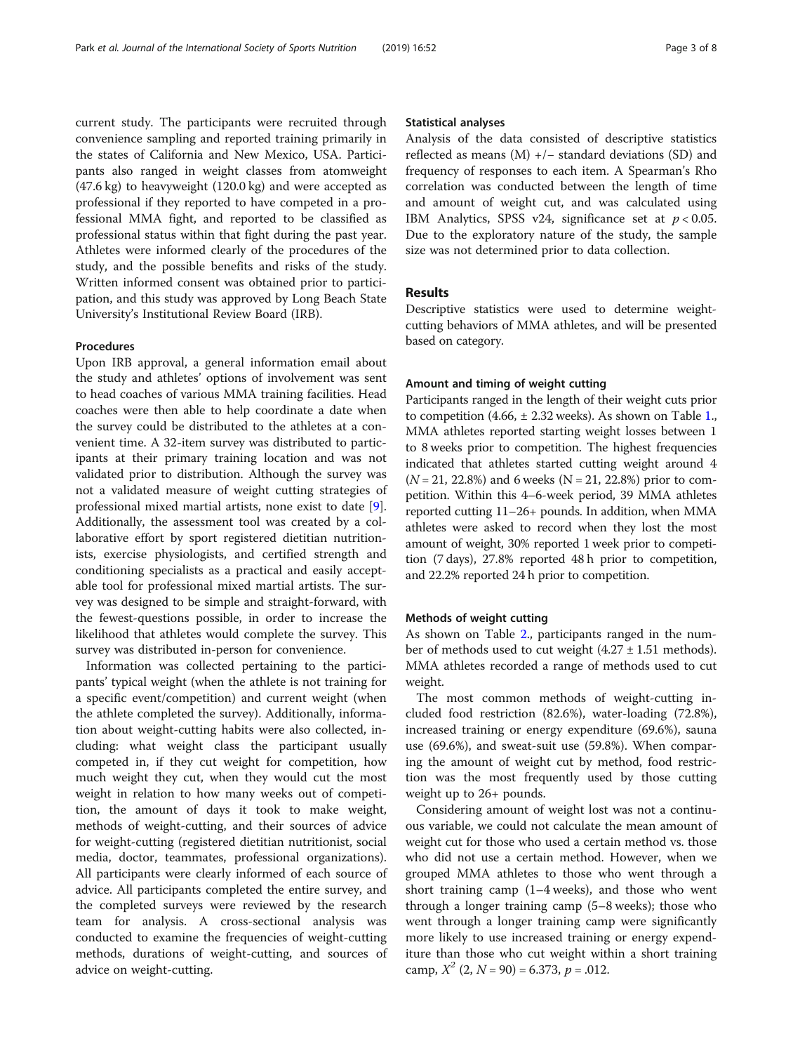current study. The participants were recruited through convenience sampling and reported training primarily in the states of California and New Mexico, USA. Participants also ranged in weight classes from atomweight (47.6 kg) to heavyweight (120.0 kg) and were accepted as professional if they reported to have competed in a professional MMA fight, and reported to be classified as professional status within that fight during the past year. Athletes were informed clearly of the procedures of the study, and the possible benefits and risks of the study. Written informed consent was obtained prior to participation, and this study was approved by Long Beach State University's Institutional Review Board (IRB).

### Procedures

Upon IRB approval, a general information email about the study and athletes' options of involvement was sent to head coaches of various MMA training facilities. Head coaches were then able to help coordinate a date when the survey could be distributed to the athletes at a convenient time. A 32-item survey was distributed to participants at their primary training location and was not validated prior to distribution. Although the survey was not a validated measure of weight cutting strategies of professional mixed martial artists, none exist to date [9]. Additionally, the assessment tool was created by a collaborative effort by sport registered dietitian nutritionists, exercise physiologists, and certified strength and conditioning specialists as a practical and easily acceptable tool for professional mixed martial artists. The survey was designed to be simple and straight-forward, with the fewest-questions possible, in order to increase the likelihood that athletes would complete the survey. This survey was distributed in-person for convenience.

Information was collected pertaining to the participants' typical weight (when the athlete is not training for a specific event/competition) and current weight (when the athlete completed the survey). Additionally, information about weight-cutting habits were also collected, including: what weight class the participant usually competed in, if they cut weight for competition, how much weight they cut, when they would cut the most weight in relation to how many weeks out of competition, the amount of days it took to make weight, methods of weight-cutting, and their sources of advice for weight-cutting (registered dietitian nutritionist, social media, doctor, teammates, professional organizations). All participants were clearly informed of each source of advice. All participants completed the entire survey, and the completed surveys were reviewed by the research team for analysis. A cross-sectional analysis was conducted to examine the frequencies of weight-cutting methods, durations of weight-cutting, and sources of advice on weight-cutting.

### Statistical analyses

Analysis of the data consisted of descriptive statistics reflected as means (M) +/− standard deviations (SD) and frequency of responses to each item. A Spearman's Rho correlation was conducted between the length of time and amount of weight cut, and was calculated using IBM Analytics, SPSS v24, significance set at $p < 0.05$. Due to the exploratory nature of the study, the sample size was not determined prior to data collection.

## Results

Descriptive statistics were used to determine weight-cutting behaviors of MMA athletes, and will be presented based on category.

### Amount and timing of weight cutting

Participants ranged in the length of their weight cuts prior to competition (4.66, ± 2.32 weeks). As shown on Table 1., MMA athletes reported starting weight losses between 1 to 8 weeks prior to competition. The highest frequencies indicated that athletes started cutting weight around 4 ($N = 21$, 22.8%) and 6 weeks ($N = 21$, 22.8%) prior to competition. Within this 4–6-week period, 39 MMA athletes reported cutting 11–26+ pounds. In addition, when MMA athletes were asked to record when they lost the most amount of weight, 30% reported 1 week prior to competition (7 days), 27.8% reported 48 h prior to competition, and 22.2% reported 24 h prior to competition.

### Methods of weight cutting

As shown on Table 2., participants ranged in the number of methods used to cut weight (4.27 ± 1.51 methods). MMA athletes recorded a range of methods used to cut weight.

The most common methods of weight-cutting included food restriction (82.6%), water-loading (72.8%), increased training or energy expenditure (69.6%), sauna use (69.6%), and sweat-suit use (59.8%). When comparing the amount of weight cut by method, food restriction was the most frequently used by those cutting weight up to 26+ pounds.

Considering amount of weight lost was not a continuous variable, we could not calculate the mean amount of weight cut for those who used a certain method vs. those who did not use a certain method. However, when we grouped MMA athletes to those who went through a short training camp (1–4 weeks), and those who went through a longer training camp (5–8 weeks); those who went through a longer training camp were significantly more likely to use increased training or energy expenditure than those who cut weight within a short training camp, $X^2$ $(2, N = 90) = 6.373$, $p = .012$.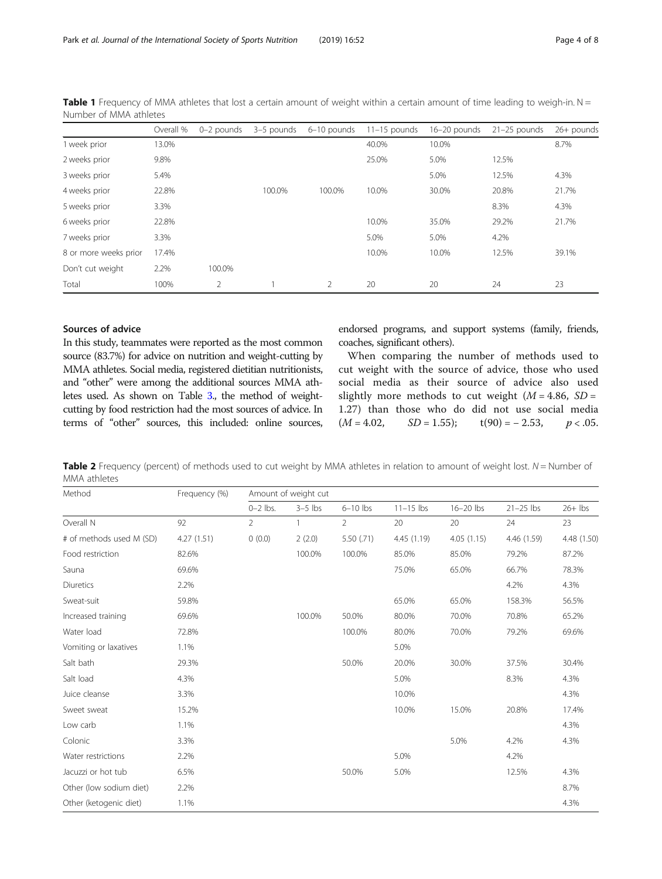**Table 1** Frequency of MMA athletes that lost a certain amount of weight within a certain amount of time leading to weigh-in. N = Number of MMA athletes

| | Overall % | 0–2 pounds | 3–5 pounds | 6–10 pounds | 11–15 pounds | 16–20 pounds | 21–25 pounds | 26+ pounds |
|---|---|---|---|---|---|---|---|---|
| 1 week prior | 13.0% | | | | 40.0% | 10.0% | | 8.7% |
| 2 weeks prior | 9.8% | | | | 25.0% | 5.0% | 12.5% | |
| 3 weeks prior | 5.4% | | | | | 5.0% | 12.5% | 4.3% |
| 4 weeks prior | 22.8% | | 100.0% | 100.0% | 10.0% | 30.0% | 20.8% | 21.7% |
| 5 weeks prior | 3.3% | | | | | | 8.3% | 4.3% |
| 6 weeks prior | 22.8% | | | | 10.0% | 35.0% | 29.2% | 21.7% |
| 7 weeks prior | 3.3% | | | | 5.0% | 5.0% | 4.2% | |
| 8 or more weeks prior | 17.4% | | | | 10.0% | 10.0% | 12.5% | 39.1% |
| Don't cut weight | 2.2% | 100.0% | | | | | | |
| Total | 100% | 2 | 1 | 2 | 20 | 20 | 24 | 23 |

## Sources of advice

In this study, teammates were reported as the most common source (83.7%) for advice on nutrition and weight-cutting by MMA athletes. Social media, registered dietitian nutritionists, and "other" were among the additional sources MMA athletes used. As shown on Table 3., the method of weight-cutting by food restriction had the most sources of advice. In terms of "other" sources, this included: online sources, endorsed programs, and support systems (family, friends, coaches, significant others).

When comparing the number of methods used to cut weight with the source of advice, those who used social media as their source of advice also used slightly more methods to cut weight ($M = 4.86$, $SD = 1.27$) than those who do did not use social media ($M = 4.02$, $SD = 1.55$); $t(90) = -2.53$, $p < .05$.

**Table 2** Frequency (percent) of methods used to cut weight by MMA athletes in relation to amount of weight lost. *N* = Number of MMA athletes

| Method | Frequency (%) | Amount of weight cut | | | | | | |
|---|---|---|---|---|---|---|---|---|
| | | 0–2 lbs. | 3–5 lbs | 6–10 lbs | 11–15 lbs | 16–20 lbs | 21–25 lbs | 26+ lbs |
| Overall N | 92 | 2 | 1 | 2 | 20 | 20 | 24 | 23 |
| # of methods used M (SD) | 4.27 (1.51) | 0 (0.0) | 2 (2.0) | 5.50 (.71) | 4.45 (1.19) | 4.05 (1.15) | 4.46 (1.59) | 4.48 (1.50) |
| Food restriction | 82.6% | | 100.0% | 100.0% | 85.0% | 85.0% | 79.2% | 87.2% |
| Sauna | 69.6% | | | | 75.0% | 65.0% | 66.7% | 78.3% |
| Diuretics | 2.2% | | | | | | 4.2% | 4.3% |
| Sweat-suit | 59.8% | | | | 65.0% | 65.0% | 158.3% | 56.5% |
| Increased training | 69.6% | | 100.0% | 50.0% | 80.0% | 70.0% | 70.8% | 65.2% |
| Water load | 72.8% | | | 100.0% | 80.0% | 70.0% | 79.2% | 69.6% |
| Vomiting or laxatives | 1.1% | | | | 5.0% | | | |
| Salt bath | 29.3% | | | 50.0% | 20.0% | 30.0% | 37.5% | 30.4% |
| Salt load | 4.3% | | | | 5.0% | | 8.3% | 4.3% |
| Juice cleanse | 3.3% | | | | 10.0% | | | 4.3% |
| Sweet sweat | 15.2% | | | | 10.0% | 15.0% | 20.8% | 17.4% |
| Low carb | 1.1% | | | | | | | 4.3% |
| Colonic | 3.3% | | | | | 5.0% | 4.2% | 4.3% |
| Water restrictions | 2.2% | | | | 5.0% | | 4.2% | |
| Jacuzzi or hot tub | 6.5% | | | 50.0% | 5.0% | | 12.5% | 4.3% |
| Other (low sodium diet) | 2.2% | | | | | | | 8.7% |
| Other (ketogenic diet) | 1.1% | | | | | | | 4.3% |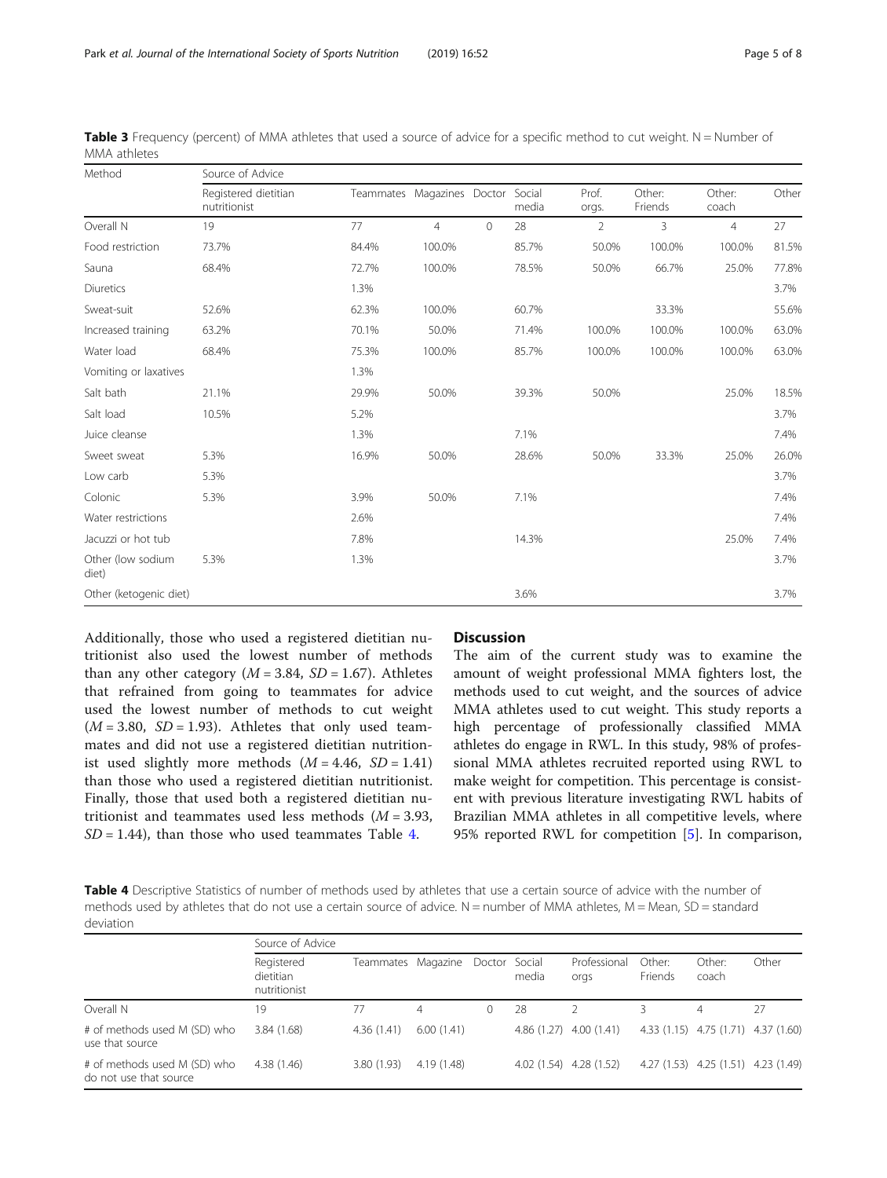**Table 3** Frequency (percent) of MMA athletes that used a source of advice for a specific method to cut weight. N = Number of MMA athletes

| Method | Source of Advice | | | | | | | | |
|---|---|---|---|---|---|---|---|---|---|
| | Registered dietitian nutritionist | Teammates | Magazines | Doctor | Social media | Prof. orgs. | Other: Friends | Other: coach | Other |
| Overall N | 19 | 77 | 4 | 0 | 28 | 2 | 3 | 4 | 27 |
| Food restriction | 73.7% | 84.4% | 100.0% | | 85.7% | 50.0% | 100.0% | 100.0% | 81.5% |
| Sauna | 68.4% | 72.7% | 100.0% | | 78.5% | 50.0% | 66.7% | 25.0% | 77.8% |
| Diuretics | | 1.3% | | | | | | | 3.7% |
| Sweat-suit | 52.6% | 62.3% | 100.0% | | 60.7% | | 33.3% | | 55.6% |
| Increased training | 63.2% | 70.1% | 50.0% | | 71.4% | 100.0% | 100.0% | 100.0% | 63.0% |
| Water load | 68.4% | 75.3% | 100.0% | | 85.7% | 100.0% | 100.0% | 100.0% | 63.0% |
| Vomiting or laxatives | | 1.3% | | | | | | | |
| Salt bath | 21.1% | 29.9% | 50.0% | | 39.3% | 50.0% | | 25.0% | 18.5% |
| Salt load | 10.5% | 5.2% | | | | | | | 3.7% |
| Juice cleanse | | 1.3% | | | 7.1% | | | | 7.4% |
| Sweet sweat | 5.3% | 16.9% | 50.0% | | 28.6% | 50.0% | 33.3% | 25.0% | 26.0% |
| Low carb | 5.3% | | | | | | | | 3.7% |
| Colonic | 5.3% | 3.9% | 50.0% | | 7.1% | | | | 7.4% |
| Water restrictions | | 2.6% | | | | | | | 7.4% |
| Jacuzzi or hot tub | | 7.8% | | | 14.3% | | | 25.0% | 7.4% |
| Other (low sodium diet) | 5.3% | 1.3% | | | | | | | 3.7% |
| Other (ketogenic diet) | | | | | 3.6% | | | | 3.7% |

Additionally, those who used a registered dietitian nutritionist also used the lowest number of methods than any other category ($M = 3.84$, $SD = 1.67$). Athletes that refrained from going to teammates for advice used the lowest number of methods to cut weight ($M = 3.80$, $SD = 1.93$). Athletes that only used teammates and did not use a registered dietitian nutritionist used slightly more methods ($M = 4.46$, $SD = 1.41$) than those who used a registered dietitian nutritionist. Finally, those that used both a registered dietitian nutritionist and teammates used less methods ($M = 3.93$, $SD = 1.44$), than those who used teammates Table 4.

## Discussion

The aim of the current study was to examine the amount of weight professional MMA fighters lost, the methods used to cut weight, and the sources of advice MMA athletes used to cut weight. This study reports a high percentage of professionally classified MMA athletes do engage in RWL. In this study, 98% of professional MMA athletes recruited reported using RWL to make weight for competition. This percentage is consistent with previous literature investigating RWL habits of Brazilian MMA athletes in all competitive levels, where 95% reported RWL for competition [5]. In comparison,

**Table 4** Descriptive Statistics of number of methods used by athletes that use a certain source of advice with the number of methods used by athletes that do not use a certain source of advice. N = number of MMA athletes, M = Mean, SD = standard deviation

| | Source of Advice | | | | | | | | |
|---|---|---|---|---|---|---|---|---|---|
| | Registered dietitian nutritionist | Teammates | Magazine | Doctor | Social media | Professional orgs | Other: Friends | Other: coach | Other |
| Overall N | 19 | 77 | 4 | 0 | 28 | 2 | 3 | 4 | 27 |
| # of methods used M (SD) who use that source | 3.84 (1.68) | 4.36 (1.41) | 6.00 (1.41) | | 4.86 (1.27) | 4.00 (1.41) | 4.33 (1.15) | 4.75 (1.71) | 4.37 (1.60) |
| # of methods used M (SD) who do not use that source | 4.38 (1.46) | 3.80 (1.93) | 4.19 (1.48) | | 4.02 (1.54) | 4.28 (1.52) | 4.27 (1.53) | 4.25 (1.51) | 4.23 (1.49) |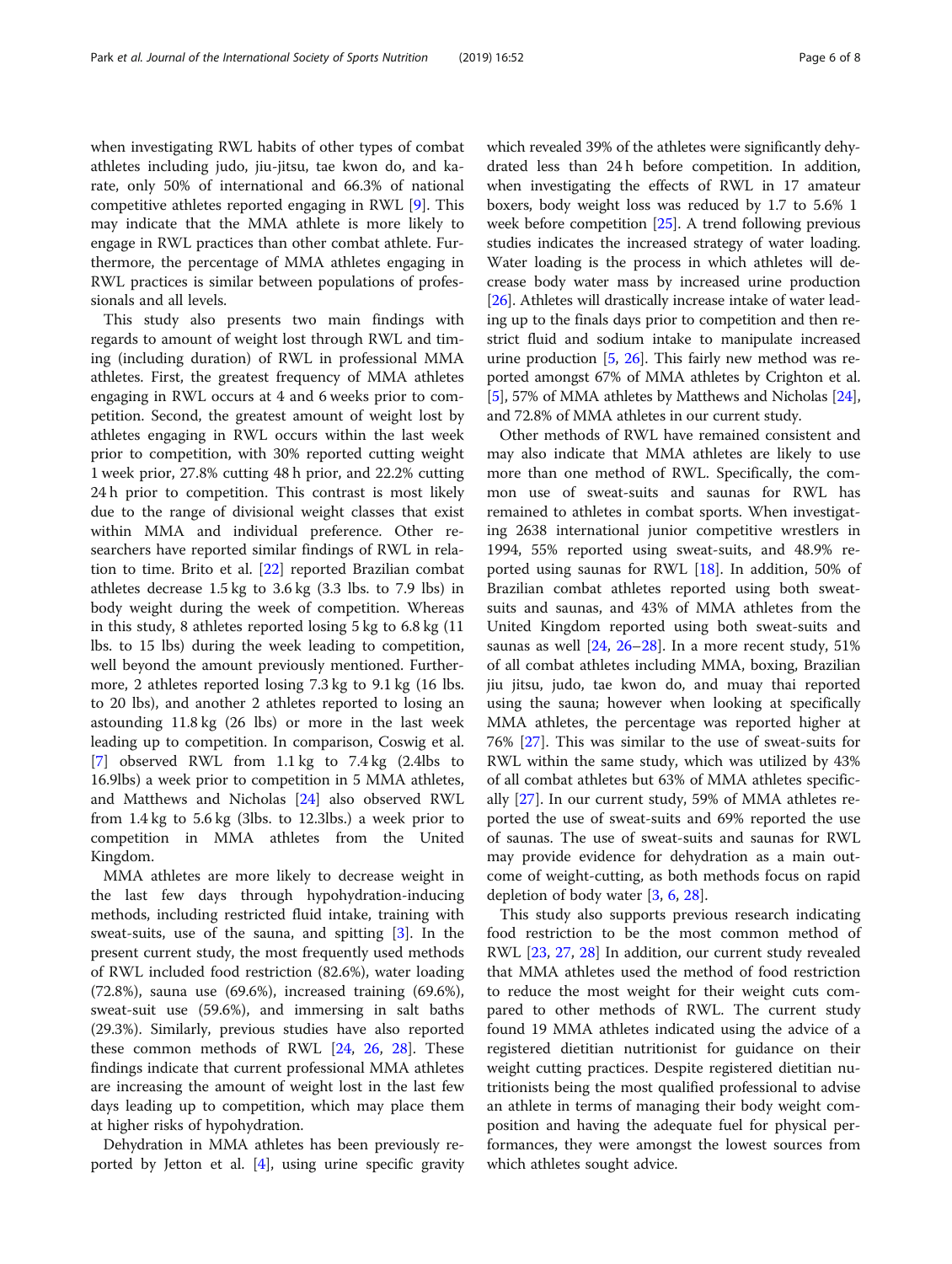when investigating RWL habits of other types of combat athletes including judo, jiu-jitsu, tae kwon do, and karate, only 50% of international and 66.3% of national competitive athletes reported engaging in RWL [9]. This may indicate that the MMA athlete is more likely to engage in RWL practices than other combat athlete. Furthermore, the percentage of MMA athletes engaging in RWL practices is similar between populations of professionals and all levels.

This study also presents two main findings with regards to amount of weight lost through RWL and timing (including duration) of RWL in professional MMA athletes. First, the greatest frequency of MMA athletes engaging in RWL occurs at 4 and 6 weeks prior to competition. Second, the greatest amount of weight lost by athletes engaging in RWL occurs within the last week prior to competition, with 30% reported cutting weight 1 week prior, 27.8% cutting 48 h prior, and 22.2% cutting 24 h prior to competition. This contrast is most likely due to the range of divisional weight classes that exist within MMA and individual preference. Other researchers have reported similar findings of RWL in relation to time. Brito et al. [22] reported Brazilian combat athletes decrease 1.5 kg to 3.6 kg (3.3 lbs. to 7.9 lbs) in body weight during the week of competition. Whereas in this study, 8 athletes reported losing 5 kg to 6.8 kg (11 lbs. to 15 lbs) during the week leading to competition, well beyond the amount previously mentioned. Furthermore, 2 athletes reported losing 7.3 kg to 9.1 kg (16 lbs. to 20 lbs), and another 2 athletes reported to losing an astounding 11.8 kg (26 lbs) or more in the last week leading up to competition. In comparison, Coswig et al. [7] observed RWL from 1.1 kg to 7.4 kg (2.4lbs to 16.9lbs) a week prior to competition in 5 MMA athletes, and Matthews and Nicholas [24] also observed RWL from 1.4 kg to 5.6 kg (3lbs. to 12.3lbs.) a week prior to competition in MMA athletes from the United Kingdom.

MMA athletes are more likely to decrease weight in the last few days through hypohydration-inducing methods, including restricted fluid intake, training with sweat-suits, use of the sauna, and spitting [3]. In the present current study, the most frequently used methods of RWL included food restriction (82.6%), water loading (72.8%), sauna use (69.6%), increased training (69.6%), sweat-suit use (59.6%), and immersing in salt baths (29.3%). Similarly, previous studies have also reported these common methods of RWL [24, 26, 28]. These findings indicate that current professional MMA athletes are increasing the amount of weight lost in the last few days leading up to competition, which may place them at higher risks of hypohydration.

Dehydration in MMA athletes has been previously reported by Jetton et al. [4], using urine specific gravity which revealed 39% of the athletes were significantly dehydrated less than 24 h before competition. In addition, when investigating the effects of RWL in 17 amateur boxers, body weight loss was reduced by 1.7 to 5.6% 1 week before competition [25]. A trend following previous studies indicates the increased strategy of water loading. Water loading is the process in which athletes will decrease body water mass by increased urine production [26]. Athletes will drastically increase intake of water leading up to the finals days prior to competition and then restrict fluid and sodium intake to manipulate increased urine production [5, 26]. This fairly new method was reported amongst 67% of MMA athletes by Crighton et al. [5], 57% of MMA athletes by Matthews and Nicholas [24], and 72.8% of MMA athletes in our current study.

Other methods of RWL have remained consistent and may also indicate that MMA athletes are likely to use more than one method of RWL. Specifically, the common use of sweat-suits and saunas for RWL has remained to athletes in combat sports. When investigating 2638 international junior competitive wrestlers in 1994, 55% reported using sweat-suits, and 48.9% reported using saunas for RWL [18]. In addition, 50% of Brazilian combat athletes reported using both sweat-suits and saunas, and 43% of MMA athletes from the United Kingdom reported using both sweat-suits and saunas as well [24, 26–28]. In a more recent study, 51% of all combat athletes including MMA, boxing, Brazilian jiu jitsu, judo, tae kwon do, and muay thai reported using the sauna; however when looking at specifically MMA athletes, the percentage was reported higher at 76% [27]. This was similar to the use of sweat-suits for RWL within the same study, which was utilized by 43% of all combat athletes but 63% of MMA athletes specifically [27]. In our current study, 59% of MMA athletes reported the use of sweat-suits and 69% reported the use of saunas. The use of sweat-suits and saunas for RWL may provide evidence for dehydration as a main outcome of weight-cutting, as both methods focus on rapid depletion of body water [3, 6, 28].

This study also supports previous research indicating food restriction to be the most common method of RWL [23, 27, 28] In addition, our current study revealed that MMA athletes used the method of food restriction to reduce the most weight for their weight cuts compared to other methods of RWL. The current study found 19 MMA athletes indicated using the advice of a registered dietitian nutritionist for guidance on their weight cutting practices. Despite registered dietitian nutritionists being the most qualified professional to advise an athlete in terms of managing their body weight composition and having the adequate fuel for physical performances, they were amongst the lowest sources from which athletes sought advice.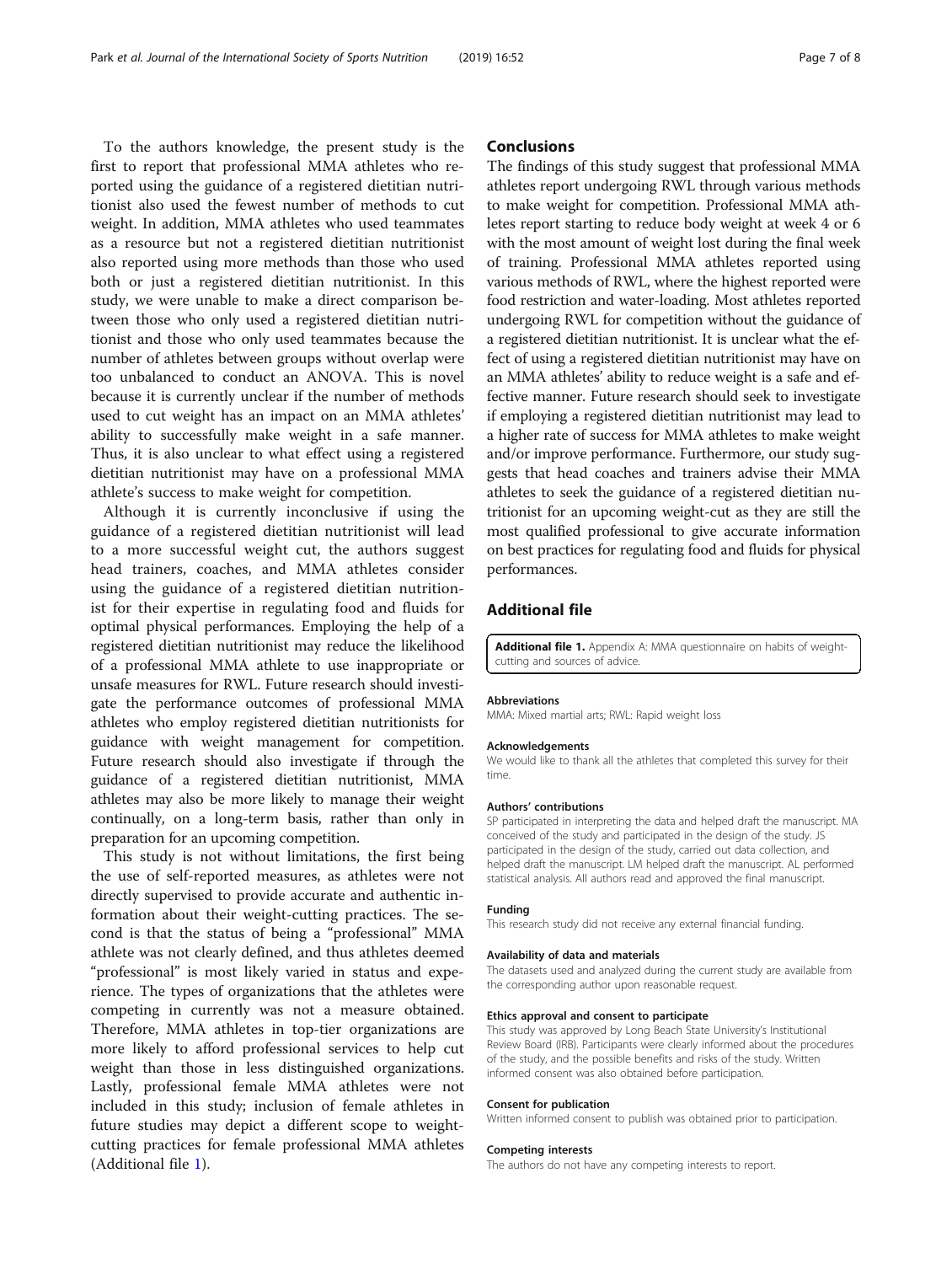To the authors knowledge, the present study is the first to report that professional MMA athletes who reported using the guidance of a registered dietitian nutritionist also used the fewest number of methods to cut weight. In addition, MMA athletes who used teammates as a resource but not a registered dietitian nutritionist also reported using more methods than those who used both or just a registered dietitian nutritionist. In this study, we were unable to make a direct comparison between those who only used a registered dietitian nutritionist and those who only used teammates because the number of athletes between groups without overlap were too unbalanced to conduct an ANOVA. This is novel because it is currently unclear if the number of methods used to cut weight has an impact on an MMA athletes' ability to successfully make weight in a safe manner. Thus, it is also unclear to what effect using a registered dietitian nutritionist may have on a professional MMA athlete's success to make weight for competition.

Although it is currently inconclusive if using the guidance of a registered dietitian nutritionist will lead to a more successful weight cut, the authors suggest head trainers, coaches, and MMA athletes consider using the guidance of a registered dietitian nutritionist for their expertise in regulating food and fluids for optimal physical performances. Employing the help of a registered dietitian nutritionist may reduce the likelihood of a professional MMA athlete to use inappropriate or unsafe measures for RWL. Future research should investigate the performance outcomes of professional MMA athletes who employ registered dietitian nutritionists for guidance with weight management for competition. Future research should also investigate if through the guidance of a registered dietitian nutritionist, MMA athletes may also be more likely to manage their weight continually, on a long-term basis, rather than only in preparation for an upcoming competition.

This study is not without limitations, the first being the use of self-reported measures, as athletes were not directly supervised to provide accurate and authentic information about their weight-cutting practices. The second is that the status of being a "professional" MMA athlete was not clearly defined, and thus athletes deemed "professional" is most likely varied in status and experience. The types of organizations that the athletes were competing in currently was not a measure obtained. Therefore, MMA athletes in top-tier organizations are more likely to afford professional services to help cut weight than those in less distinguished organizations. Lastly, professional female MMA athletes were not included in this study; inclusion of female athletes in future studies may depict a different scope to weight-cutting practices for female professional MMA athletes (Additional file 1).

## Conclusions

The findings of this study suggest that professional MMA athletes report undergoing RWL through various methods to make weight for competition. Professional MMA athletes report starting to reduce body weight at week 4 or 6 with the most amount of weight lost during the final week of training. Professional MMA athletes reported using various methods of RWL, where the highest reported were food restriction and water-loading. Most athletes reported undergoing RWL for competition without the guidance of a registered dietitian nutritionist. It is unclear what the effect of using a registered dietitian nutritionist may have on an MMA athletes' ability to reduce weight is a safe and effective manner. Future research should seek to investigate if employing a registered dietitian nutritionist may lead to a higher rate of success for MMA athletes to make weight and/or improve performance. Furthermore, our study suggests that head coaches and trainers advise their MMA athletes to seek the guidance of a registered dietitian nutritionist for an upcoming weight-cut as they are still the most qualified professional to give accurate information on best practices for regulating food and fluids for physical performances.

## Additional file

**Additional file 1.** Appendix A: MMA questionnaire on habits of weight-cutting and sources of advice.

#### Abbreviations

MMA: Mixed martial arts; RWL: Rapid weight loss

#### Acknowledgements

We would like to thank all the athletes that completed this survey for their time.

#### Authors' contributions

SP participated in interpreting the data and helped draft the manuscript. MA conceived of the study and participated in the design of the study. JS participated in the design of the study, carried out data collection, and helped draft the manuscript. LM helped draft the manuscript. AL performed statistical analysis. All authors read and approved the final manuscript.

#### Funding

This research study did not receive any external financial funding.

#### Availability of data and materials

The datasets used and analyzed during the current study are available from the corresponding author upon reasonable request.

#### Ethics approval and consent to participate

This study was approved by Long Beach State University's Institutional Review Board (IRB). Participants were clearly informed about the procedures of the study, and the possible benefits and risks of the study. Written informed consent was also obtained before participation.

#### Consent for publication

Written informed consent to publish was obtained prior to participation.

#### Competing interests

The authors do not have any competing interests to report.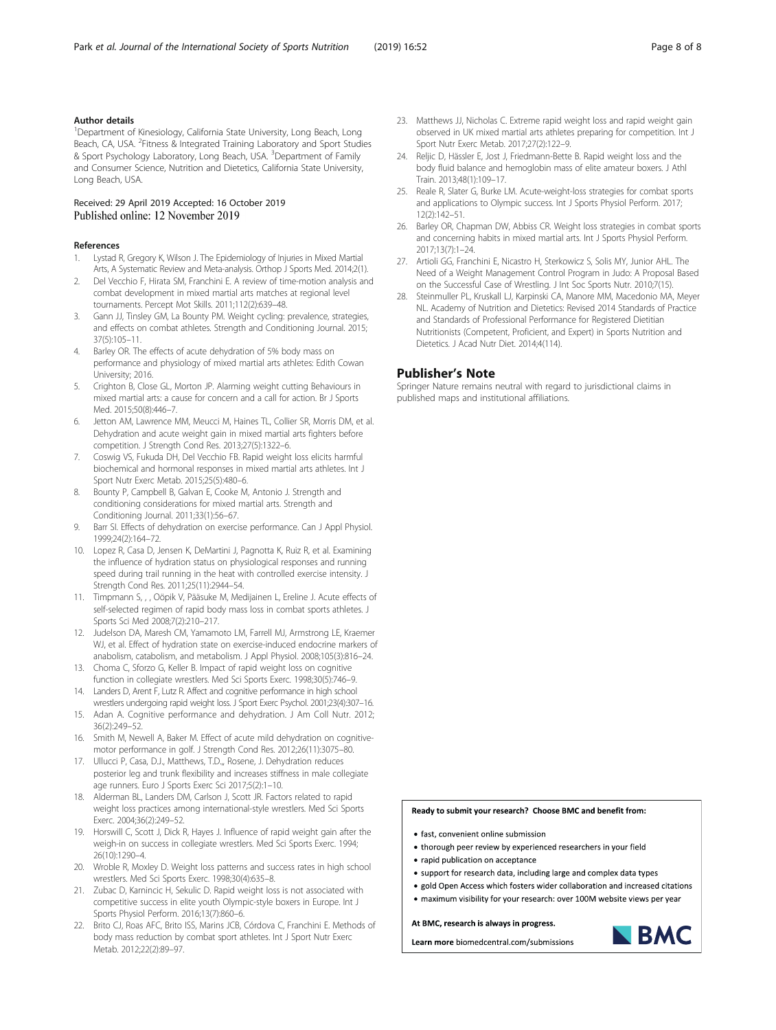#### Author details

[1]Department of Kinesiology, California State University, Long Beach, Long Beach, CA, USA. [2]Fitness & Integrated Training Laboratory and Sport Studies & Sport Psychology Laboratory, Long Beach, USA. [3]Department of Family and Consumer Science, Nutrition and Dietetics, California State University, Long Beach, USA.

Received: 29 April 2019 Accepted: 16 October 2019
Published online: 12 November 2019

#### References

1. Lystad R, Gregory K, Wilson J. The Epidemiology of Injuries in Mixed Martial Arts, A Systematic Review and Meta-analysis. Orthop J Sports Med. 2014;2(1).
2. Del Vecchio F, Hirata SM, Franchini E. A review of time-motion analysis and combat development in mixed martial arts matches at regional level tournaments. Percept Mot Skills. 2011;112(2):639–48.
3. Gann JJ, Tinsley GM, La Bounty PM. Weight cycling: prevalence, strategies, and effects on combat athletes. Strength and Conditioning Journal. 2015; 37(5):105–11.
4. Barley OR. The effects of acute dehydration of 5% body mass on performance and physiology of mixed martial arts athletes: Edith Cowan University; 2016.
5. Crighton B, Close GL, Morton JP. Alarming weight cutting Behaviours in mixed martial arts: a cause for concern and a call for action. Br J Sports Med. 2015;50(8):446–7.
6. Jetton AM, Lawrence MM, Meucci M, Haines TL, Collier SR, Morris DM, et al. Dehydration and acute weight gain in mixed martial arts fighters before competition. J Strength Cond Res. 2013;27(5):1322–6.
7. Coswig VS, Fukuda DH, Del Vecchio FB. Rapid weight loss elicits harmful biochemical and hormonal responses in mixed martial arts athletes. Int J Sport Nutr Exerc Metab. 2015;25(5):480–6.
8. Bounty P, Campbell B, Galvan E, Cooke M, Antonio J. Strength and conditioning considerations for mixed martial arts. Strength and Conditioning Journal. 2011;33(1):56–67.
9. Barr SI. Effects of dehydration on exercise performance. Can J Appl Physiol. 1999;24(2):164–72.
10. Lopez R, Casa D, Jensen K, DeMartini J, Pagnotta K, Ruiz R, et al. Examining the influence of hydration status on physiological responses and running speed during trail running in the heat with controlled exercise intensity. J Strength Cond Res. 2011;25(11):2944–54.
11. Timpmann S, , , Oöpik V, Pääsuke M, Medijainen L, Ereline J. Acute effects of self-selected regimen of rapid body mass loss in combat sports athletes. J Sports Sci Med 2008;7(2):210–217.
12. Judelson DA, Maresh CM, Yamamoto LM, Farrell MJ, Armstrong LE, Kraemer WJ, et al. Effect of hydration state on exercise-induced endocrine markers of anabolism, catabolism, and metabolism. J Appl Physiol. 2008;105(3):816–24.
13. Choma C, Sforzo G, Keller B. Impact of rapid weight loss on cognitive function in collegiate wrestlers. Med Sci Sports Exerc. 1998;30(5):746–9.
14. Landers D, Arent F, Lutz R. Affect and cognitive performance in high school wrestlers undergoing rapid weight loss. J Sport Exerc Psychol. 2001;23(4):307–16.
15. Adan A. Cognitive performance and dehydration. J Am Coll Nutr. 2012; 36(2):249–52.
16. Smith M, Newell A, Baker M. Effect of acute mild dehydration on cognitive-motor performance in golf. J Strength Cond Res. 2012;26(11):3075–80.
17. Ullucci P, Casa, D.J., Matthews, T.D.,, Rosene, J. Dehydration reduces posterior leg and trunk flexibility and increases stiffness in male collegiate age runners. Euro J Sports Exerc Sci 2017;5(2):1–10.
18. Alderman BL, Landers DM, Carlson J, Scott JR. Factors related to rapid weight loss practices among international-style wrestlers. Med Sci Sports Exerc. 2004;36(2):249–52.
19. Horswill C, Scott J, Dick R, Hayes J. Influence of rapid weight gain after the weigh-in on success in collegiate wrestlers. Med Sci Sports Exerc. 1994; 26(10):1290–4.
20. Wroble R, Moxley D. Weight loss patterns and success rates in high school wrestlers. Med Sci Sports Exerc. 1998;30(4):635–8.
21. Zubac D, Karnincic H, Sekulic D. Rapid weight loss is not associated with competitive success in elite youth Olympic-style boxers in Europe. Int J Sports Physiol Perform. 2016;13(7):860–6.
22. Brito CJ, Roas AFC, Brito ISS, Marins JCB, Córdova C, Franchini E. Methods of body mass reduction by combat sport athletes. Int J Sport Nutr Exerc Metab. 2012;22(2):89–97.
23. Matthews JJ, Nicholas C. Extreme rapid weight loss and rapid weight gain observed in UK mixed martial arts athletes preparing for competition. Int J Sport Nutr Exerc Metab. 2017;27(2):122–9.
24. Reljic D, Hässler E, Jost J, Friedmann-Bette B. Rapid weight loss and the body fluid balance and hemoglobin mass of elite amateur boxers. J Athl Train. 2013;48(1):109–17.
25. Reale R, Slater G, Burke LM. Acute-weight-loss strategies for combat sports and applications to Olympic success. Int J Sports Physiol Perform. 2017; 12(2):142–51.
26. Barley OR, Chapman DW, Abbiss CR. Weight loss strategies in combat sports and concerning habits in mixed martial arts. Int J Sports Physiol Perform. 2017;13(7):1–24.
27. Artioli GG, Franchini E, Nicastro H, Sterkowicz S, Solis MY, Junior AHL. The Need of a Weight Management Control Program in Judo: A Proposal Based on the Successful Case of Wrestling. J Int Soc Sports Nutr. 2010;7(15).
28. Steinmuller PL, Kruskall LJ, Karpinski CA, Manore MM, Macedonio MA, Meyer NL. Academy of Nutrition and Dietetics: Revised 2014 Standards of Practice and Standards of Professional Performance for Registered Dietitian Nutritionists (Competent, Proficient, and Expert) in Sports Nutrition and Dietetics. J Acad Nutr Diet. 2014;4(114).

## Publisher's Note

Springer Nature remains neutral with regard to jurisdictional claims in published maps and institutional affiliations.

**Ready to submit your research? Choose BMC and benefit from:**

- fast, convenient online submission
- thorough peer review by experienced researchers in your field
- rapid publication on acceptance
- support for research data, including large and complex data types
- gold Open Access which fosters wider collaboration and increased citations
- maximum visibility for your research: over 100M website views per year

**At BMC, research is always in progress.**

**Learn more** biomedcentral.com/submissions

BMC